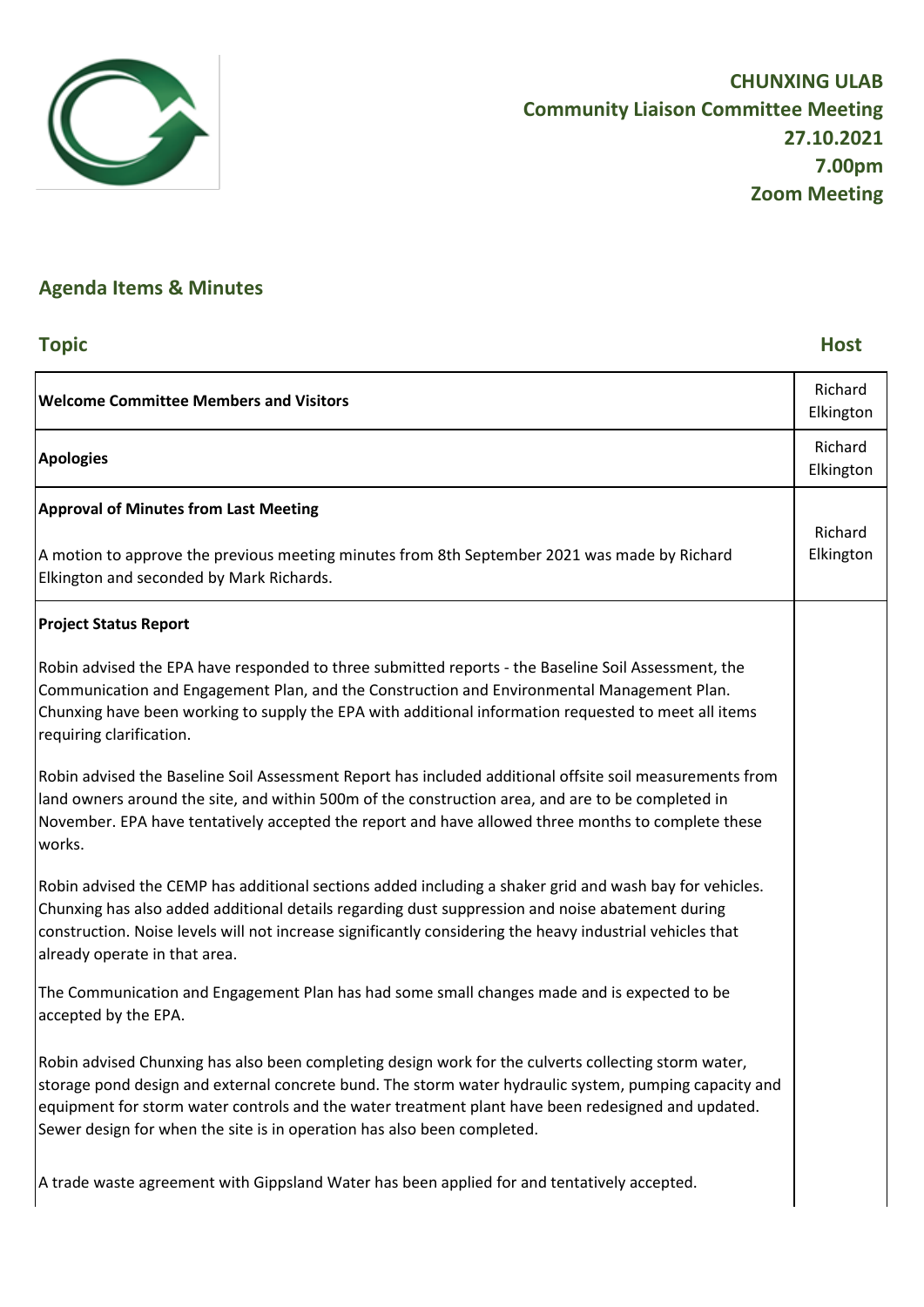**CHUNXING ULAB**
**Community Liaison Committee Meeting**
**27.10.2021**
**7.00pm**
**Zoom Meeting**

## Agenda Items & Minutes

| Topic | Host |
| --- | --- |
| **Welcome Committee Members and Visitors** | Richard Elkington |
| **Apologies** | Richard Elkington |
| **Approval of Minutes from Last Meeting**<br><br>A motion to approve the previous meeting minutes from 8th September 2021 was made by Richard Elkington and seconded by Mark Richards. | Richard Elkington |
| **Project Status Report**<br><br>Robin advised the EPA have responded to three submitted reports - the Baseline Soil Assessment, the Communication and Engagement Plan, and the Construction and Environmental Management Plan. Chunxing have been working to supply the EPA with additional information requested to meet all items requiring clarification.<br><br>Robin advised the Baseline Soil Assessment Report has included additional offsite soil measurements from land owners around the site, and within 500m of the construction area, and are to be completed in November. EPA have tentatively accepted the report and have allowed three months to complete these works.<br><br>Robin advised the CEMP has additional sections added including a shaker grid and wash bay for vehicles. Chunxing has also added additional details regarding dust suppression and noise abatement during construction. Noise levels will not increase significantly considering the heavy industrial vehicles that already operate in that area.<br><br>The Communication and Engagement Plan has had some small changes made and is expected to be accepted by the EPA.<br><br>Robin advised Chunxing has also been completing design work for the culverts collecting storm water, storage pond design and external concrete bund. The storm water hydraulic system, pumping capacity and equipment for storm water controls and the water treatment plant have been redesigned and updated. Sewer design for when the site is in operation has also been completed.<br><br>A trade waste agreement with Gippsland Water has been applied for and tentatively accepted. | |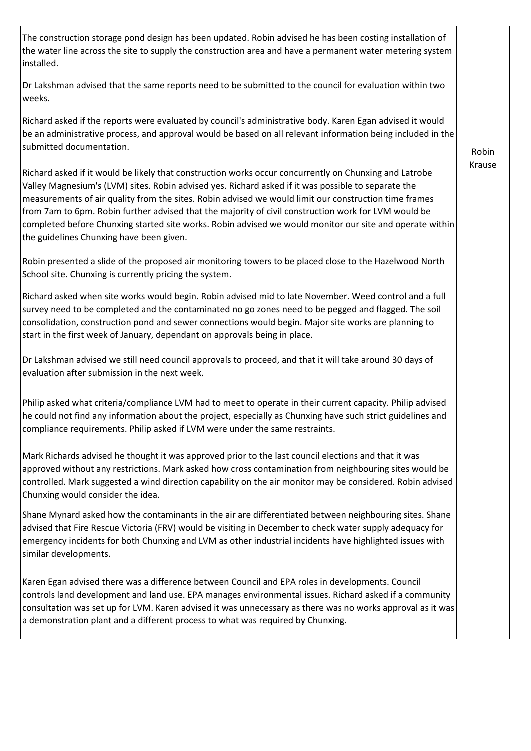The construction storage pond design has been updated. Robin advised he has been costing installation of the water line across the site to supply the construction area and have a permanent water metering system installed.

Dr Lakshman advised that the same reports need to be submitted to the council for evaluation within two weeks.

Richard asked if the reports were evaluated by council's administrative body. Karen Egan advised it would be an administrative process, and approval would be based on all relevant information being included in the submitted documentation.

Robin Krause

Richard asked if it would be likely that construction works occur concurrently on Chunxing and Latrobe Valley Magnesium's (LVM) sites. Robin advised yes. Richard asked if it was possible to separate the measurements of air quality from the sites. Robin advised we would limit our construction time frames from 7am to 6pm. Robin further advised that the majority of civil construction work for LVM would be completed before Chunxing started site works. Robin advised we would monitor our site and operate within the guidelines Chunxing have been given.

Robin presented a slide of the proposed air monitoring towers to be placed close to the Hazelwood North School site. Chunxing is currently pricing the system.

Richard asked when site works would begin. Robin advised mid to late November. Weed control and a full survey need to be completed and the contaminated no go zones need to be pegged and flagged. The soil consolidation, construction pond and sewer connections would begin. Major site works are planning to start in the first week of January, dependant on approvals being in place.

Dr Lakshman advised we still need council approvals to proceed, and that it will take around 30 days of evaluation after submission in the next week.

Philip asked what criteria/compliance LVM had to meet to operate in their current capacity. Philip advised he could not find any information about the project, especially as Chunxing have such strict guidelines and compliance requirements. Philip asked if LVM were under the same restraints.

Mark Richards advised he thought it was approved prior to the last council elections and that it was approved without any restrictions. Mark asked how cross contamination from neighbouring sites would be controlled. Mark suggested a wind direction capability on the air monitor may be considered. Robin advised Chunxing would consider the idea.

Shane Mynard asked how the contaminants in the air are differentiated between neighbouring sites. Shane advised that Fire Rescue Victoria (FRV) would be visiting in December to check water supply adequacy for emergency incidents for both Chunxing and LVM as other industrial incidents have highlighted issues with similar developments.

Karen Egan advised there was a difference between Council and EPA roles in developments. Council controls land development and land use. EPA manages environmental issues. Richard asked if a community consultation was set up for LVM. Karen advised it was unnecessary as there was no works approval as it was a demonstration plant and a different process to what was required by Chunxing.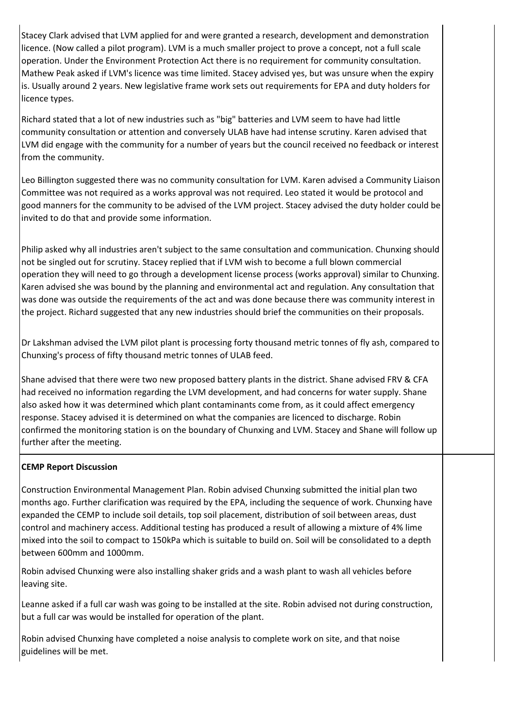Stacey Clark advised that LVM applied for and were granted a research, development and demonstration licence. (Now called a pilot program). LVM is a much smaller project to prove a concept, not a full scale operation. Under the Environment Protection Act there is no requirement for community consultation. Mathew Peak asked if LVM's licence was time limited. Stacey advised yes, but was unsure when the expiry is. Usually around 2 years. New legislative frame work sets out requirements for EPA and duty holders for licence types.

Richard stated that a lot of new industries such as "big" batteries and LVM seem to have had little community consultation or attention and conversely ULAB have had intense scrutiny. Karen advised that LVM did engage with the community for a number of years but the council received no feedback or interest from the community.

Leo Billington suggested there was no community consultation for LVM. Karen advised a Community Liaison Committee was not required as a works approval was not required. Leo stated it would be protocol and good manners for the community to be advised of the LVM project. Stacey advised the duty holder could be invited to do that and provide some information.

Philip asked why all industries aren't subject to the same consultation and communication. Chunxing should not be singled out for scrutiny. Stacey replied that if LVM wish to become a full blown commercial operation they will need to go through a development license process (works approval) similar to Chunxing. Karen advised she was bound by the planning and environmental act and regulation. Any consultation that was done was outside the requirements of the act and was done because there was community interest in the project. Richard suggested that any new industries should brief the communities on their proposals.

Dr Lakshman advised the LVM pilot plant is processing forty thousand metric tonnes of fly ash, compared to Chunxing's process of fifty thousand metric tonnes of ULAB feed.

Shane advised that there were two new proposed battery plants in the district. Shane advised FRV & CFA had received no information regarding the LVM development, and had concerns for water supply. Shane also asked how it was determined which plant contaminants come from, as it could affect emergency response. Stacey advised it is determined on what the companies are licenced to discharge. Robin confirmed the monitoring station is on the boundary of Chunxing and LVM. Stacey and Shane will follow up further after the meeting.

**CEMP Report Discussion**

Construction Environmental Management Plan. Robin advised Chunxing submitted the initial plan two months ago. Further clarification was required by the EPA, including the sequence of work. Chunxing have expanded the CEMP to include soil details, top soil placement, distribution of soil between areas, dust control and machinery access. Additional testing has produced a result of allowing a mixture of 4% lime mixed into the soil to compact to 150kPa which is suitable to build on. Soil will be consolidated to a depth between 600mm and 1000mm.

Robin advised Chunxing were also installing shaker grids and a wash plant to wash all vehicles before leaving site.

Leanne asked if a full car wash was going to be installed at the site. Robin advised not during construction, but a full car was would be installed for operation of the plant.

Robin advised Chunxing have completed a noise analysis to complete work on site, and that noise guidelines will be met.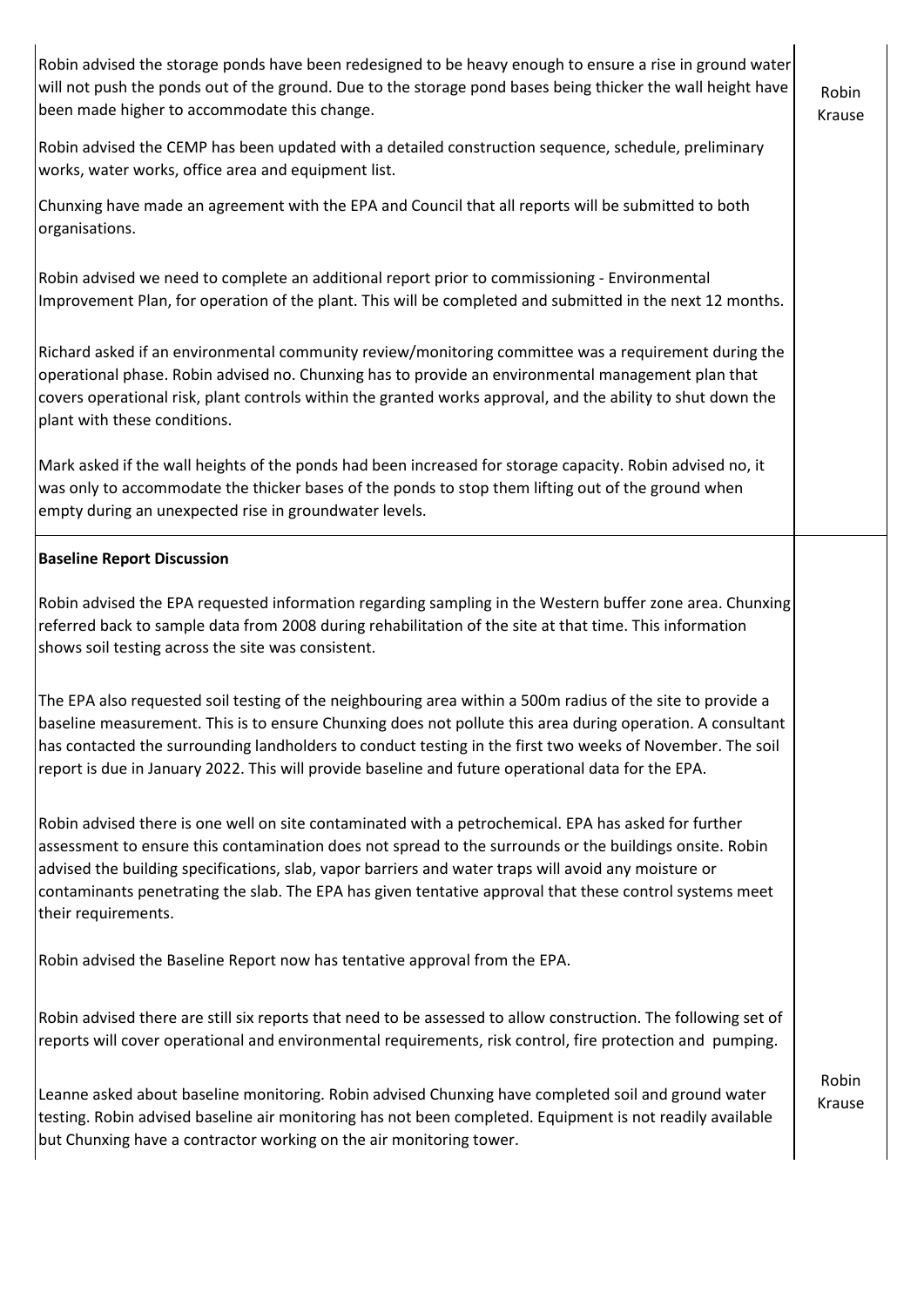| | |
|---|---|
| Robin advised the storage ponds have been redesigned to be heavy enough to ensure a rise in ground water will not push the ponds out of the ground. Due to the storage pond bases being thicker the wall height have been made higher to accommodate this change.<br><br>Robin advised the CEMP has been updated with a detailed construction sequence, schedule, preliminary works, water works, office area and equipment list.<br><br>Chunxing have made an agreement with the EPA and Council that all reports will be submitted to both organisations.<br><br>Robin advised we need to complete an additional report prior to commissioning - Environmental Improvement Plan, for operation of the plant. This will be completed and submitted in the next 12 months.<br><br>Richard asked if an environmental community review/monitoring committee was a requirement during the operational phase. Robin advised no. Chunxing has to provide an environmental management plan that covers operational risk, plant controls within the granted works approval, and the ability to shut down the plant with these conditions.<br><br>Mark asked if the wall heights of the ponds had been increased for storage capacity. Robin advised no, it was only to accommodate the thicker bases of the ponds to stop them lifting out of the ground when empty during an unexpected rise in groundwater levels. | Robin Krause |
| **Baseline Report Discussion**<br><br>Robin advised the EPA requested information regarding sampling in the Western buffer zone area. Chunxing referred back to sample data from 2008 during rehabilitation of the site at that time. This information shows soil testing across the site was consistent.<br><br>The EPA also requested soil testing of the neighbouring area within a 500m radius of the site to provide a baseline measurement. This is to ensure Chunxing does not pollute this area during operation. A consultant has contacted the surrounding landholders to conduct testing in the first two weeks of November. The soil report is due in January 2022. This will provide baseline and future operational data for the EPA.<br><br>Robin advised there is one well on site contaminated with a petrochemical. EPA has asked for further assessment to ensure this contamination does not spread to the surrounds or the buildings onsite. Robin advised the building specifications, slab, vapor barriers and water traps will avoid any moisture or contaminants penetrating the slab. The EPA has given tentative approval that these control systems meet their requirements.<br><br>Robin advised the Baseline Report now has tentative approval from the EPA.<br><br>Robin advised there are still six reports that need to be assessed to allow construction. The following set of reports will cover operational and environmental requirements, risk control, fire protection and pumping.<br><br>Leanne asked about baseline monitoring. Robin advised Chunxing have completed soil and ground water testing. Robin advised baseline air monitoring has not been completed. Equipment is not readily available but Chunxing have a contractor working on the air monitoring tower. | Robin Krause |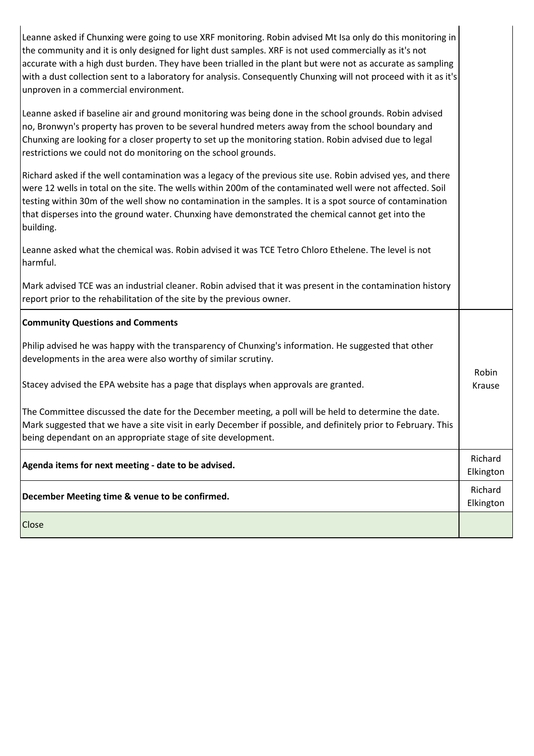| | |
|---|---|
| Leanne asked if Chunxing were going to use XRF monitoring. Robin advised Mt Isa only do this monitoring in the community and it is only designed for light dust samples. XRF is not used commercially as it's not accurate with a high dust burden. They have been trialled in the plant but were not as accurate as sampling with a dust collection sent to a laboratory for analysis. Consequently Chunxing will not proceed with it as it's unproven in a commercial environment.<br><br>Leanne asked if baseline air and ground monitoring was being done in the school grounds. Robin advised no, Bronwyn's property has proven to be several hundred meters away from the school boundary and Chunxing are looking for a closer property to set up the monitoring station. Robin advised due to legal restrictions we could not do monitoring on the school grounds.<br><br>Richard asked if the well contamination was a legacy of the previous site use. Robin advised yes, and there were 12 wells in total on the site. The wells within 200m of the contaminated well were not affected. Soil testing within 30m of the well show no contamination in the samples. It is a spot source of contamination that disperses into the ground water. Chunxing have demonstrated the chemical cannot get into the building.<br><br>Leanne asked what the chemical was. Robin advised it was TCE Tetro Chloro Ethelene. The level is not harmful.<br><br>Mark advised TCE was an industrial cleaner. Robin advised that it was present in the contamination history report prior to the rehabilitation of the site by the previous owner. | |
| **Community Questions and Comments**<br><br>Philip advised he was happy with the transparency of Chunxing's information. He suggested that other developments in the area were also worthy of similar scrutiny.<br><br>Stacey advised the EPA website has a page that displays when approvals are granted.<br><br>The Committee discussed the date for the December meeting, a poll will be held to determine the date. Mark suggested that we have a site visit in early December if possible, and definitely prior to February. This being dependant on an appropriate stage of site development. | Robin Krause |
| **Agenda items for next meeting - date to be advised.** | Richard Elkington |
| **December Meeting time & venue to be confirmed.** | Richard Elkington |
| Close | |